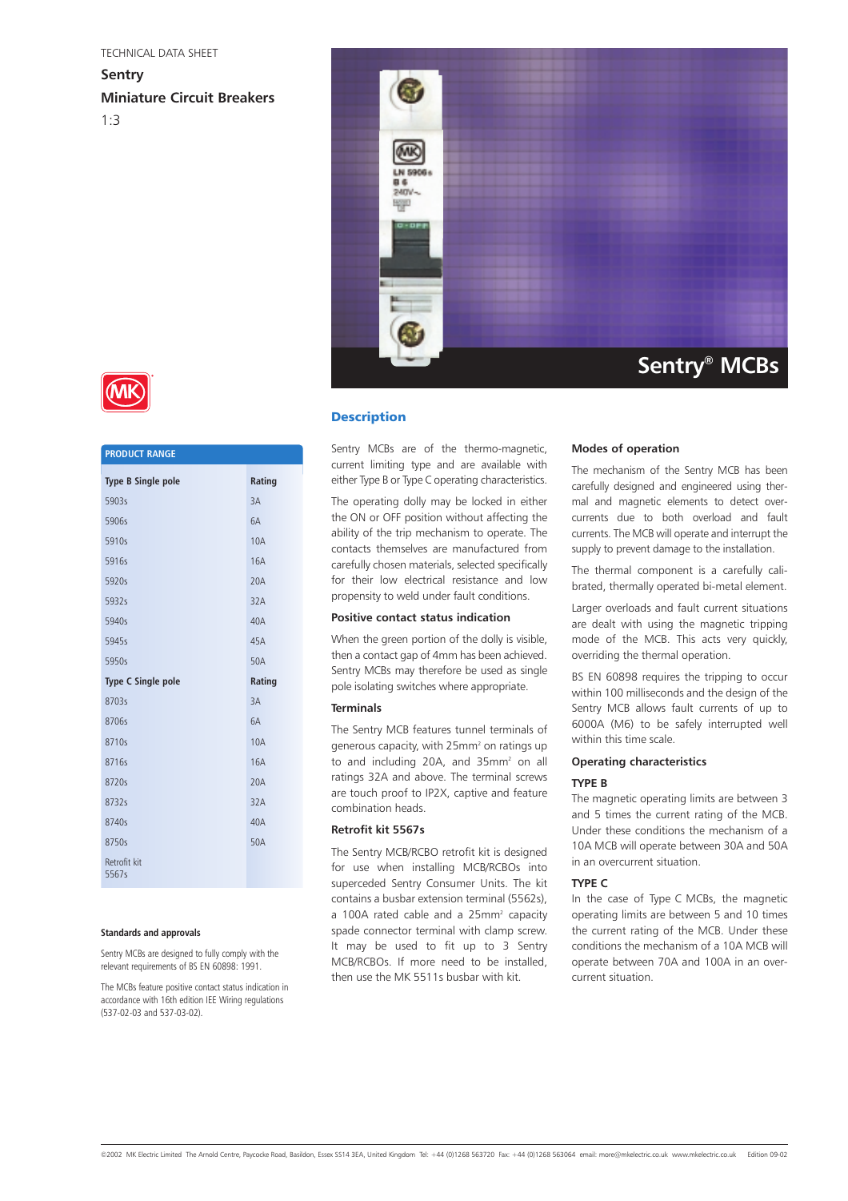TECHNICAL DATA SHEET

# Sentry Miniature Circuit Breakers

1:3

## Sentry® MCBs

## PRODUCT RANGE

| Type B Single pole | Rating |
|---|---|
| 5903s | 3A |
| 5906s | 6A |
| 5910s | 10A |
| 5916s | 16A |
| 5920s | 20A |
| 5932s | 32A |
| 5940s | 40A |
| 5945s | 45A |
| 5950s | 50A |
| **Type C Single pole** | **Rating** |
| 8703s | 3A |
| 8706s | 6A |
| 8710s | 10A |
| 8716s | 16A |
| 8720s | 20A |
| 8732s | 32A |
| 8740s | 40A |
| 8750s | 50A |
| Retrofit kit 5567s | |

### Standards and approvals

Sentry MCBs are designed to fully comply with the relevant requirements of BS EN 60898: 1991.

The MCBs feature positive contact status indication in accordance with 16th edition IEE Wiring regulations (537-02-03 and 537-03-02).

## Description

Sentry MCBs are of the thermo-magnetic, current limiting type and are available with either Type B or Type C operating characteristics.

The operating dolly may be locked in either the ON or OFF position without affecting the ability of the trip mechanism to operate. The contacts themselves are manufactured from carefully chosen materials, selected specifically for their low electrical resistance and low propensity to weld under fault conditions.

### Positive contact status indication

When the green portion of the dolly is visible, then a contact gap of 4mm has been achieved. Sentry MCBs may therefore be used as single pole isolating switches where appropriate.

### Terminals

The Sentry MCB features tunnel terminals of generous capacity, with 25mm² on ratings up to and including 20A, and 35mm² on all ratings 32A and above. The terminal screws are touch proof to IP2X, captive and feature combination heads.

### Retrofit kit 5567s

The Sentry MCB/RCBO retrofit kit is designed for use when installing MCB/RCBOs into superceded Sentry Consumer Units. The kit contains a busbar extension terminal (5562s), a 100A rated cable and a 25mm² capacity spade connector terminal with clamp screw. It may be used to fit up to 3 Sentry MCB/RCBOs. If more need to be installed, then use the MK 5511s busbar with kit.

### Modes of operation

The mechanism of the Sentry MCB has been carefully designed and engineered using thermal and magnetic elements to detect over-currents due to both overload and fault currents. The MCB will operate and interrupt the supply to prevent damage to the installation.

The thermal component is a carefully calibrated, thermally operated bi-metal element.

Larger overloads and fault current situations are dealt with using the magnetic tripping mode of the MCB. This acts very quickly, overriding the thermal operation.

BS EN 60898 requires the tripping to occur within 100 milliseconds and the design of the Sentry MCB allows fault currents of up to 6000A (M6) to be safely interrupted well within this time scale.

### Operating characteristics

**TYPE B**

The magnetic operating limits are between 3 and 5 times the current rating of the MCB. Under these conditions the mechanism of a 10A MCB will operate between 30A and 50A in an overcurrent situation.

**TYPE C**

In the case of Type C MCBs, the magnetic operating limits are between 5 and 10 times the current rating of the MCB. Under these conditions the mechanism of a 10A MCB will operate between 70A and 100A in an overcurrent situation.

©2002 MK Electric Limited The Arnold Centre, Paycocke Road, Basildon, Essex SS14 3EA, United Kingdom Tel: +44 (0)1268 563720 Fax: +44 (0)1268 563064 email: more@mkelectric.co.uk www.mkelectric.co.uk Edition 09-02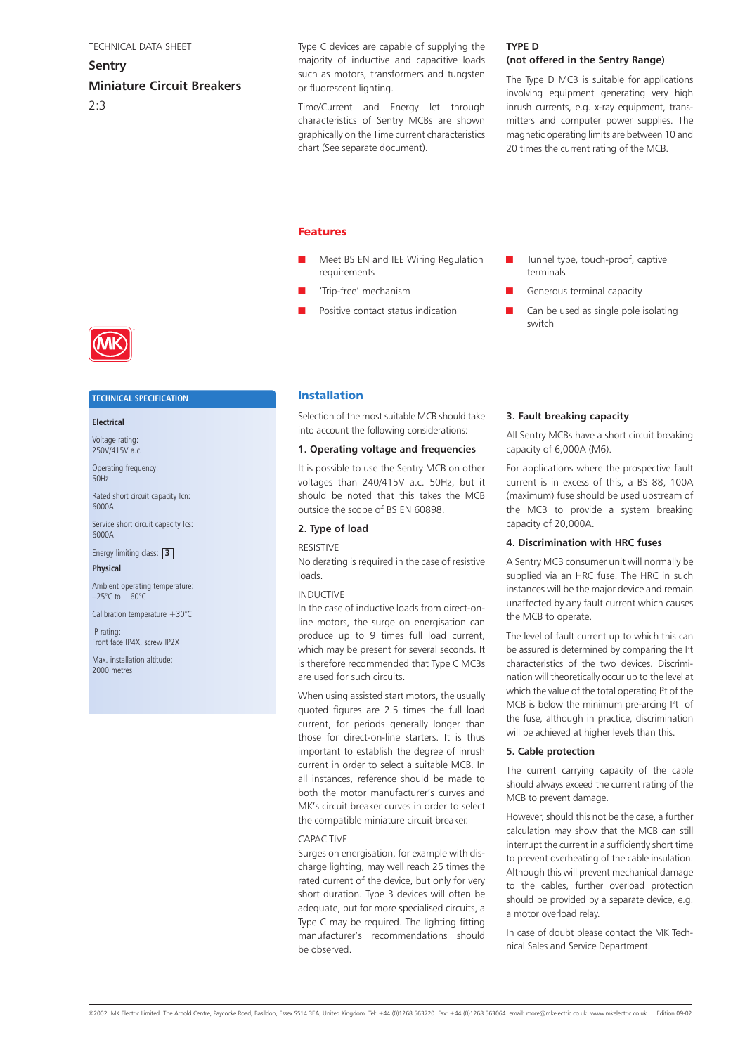TECHNICAL DATA SHEET

# Sentry Miniature Circuit Breakers

2:3

Type C devices are capable of supplying the majority of inductive and capacitive loads such as motors, transformers and tungsten or fluorescent lighting.

Time/Current and Energy let through characteristics of Sentry MCBs are shown graphically on the Time current characteristics chart (See separate document).

**TYPE D**
**(not offered in the Sentry Range)**

The Type D MCB is suitable for applications involving equipment generating very high inrush currents, e.g. x-ray equipment, transmitters and computer power supplies. The magnetic operating limits are between 10 and 20 times the current rating of the MCB.

## Features

- Meet BS EN and IEE Wiring Regulation requirements
- 'Trip-free' mechanism
- Positive contact status indication
- Tunnel type, touch-proof, captive terminals
- Generous terminal capacity
- Can be used as single pole isolating switch

## TECHNICAL SPECIFICATION

**Electrical**

Voltage rating:
250V/415V a.c.

Operating frequency:
50Hz

Rated short circuit capacity Icn:
6000A

Service short circuit capacity Ics:
6000A

Energy limiting class: 3

**Physical**

Ambient operating temperature:
–25°C to +60°C

Calibration temperature +30°C

IP rating:
Front face IP4X, screw IP2X

Max. installation altitude:
2000 metres

## Installation

Selection of the most suitable MCB should take into account the following considerations:

### 1. Operating voltage and frequencies

It is possible to use the Sentry MCB on other voltages than 240/415V a.c. 50Hz, but it should be noted that this takes the MCB outside the scope of BS EN 60898.

### 2. Type of load

RESISTIVE
No derating is required in the case of resistive loads.

INDUCTIVE
In the case of inductive loads from direct-on-line motors, the surge on energisation can produce up to 9 times full load current, which may be present for several seconds. It is therefore recommended that Type C MCBs are used for such circuits.

When using assisted start motors, the usually quoted figures are 2.5 times the full load current, for periods generally longer than those for direct-on-line starters. It is thus important to establish the degree of inrush current in order to select a suitable MCB. In all instances, reference should be made to both the motor manufacturer's curves and MK's circuit breaker curves in order to select the compatible miniature circuit breaker.

CAPACITIVE
Surges on energisation, for example with discharge lighting, may well reach 25 times the rated current of the device, but only for very short duration. Type B devices will often be adequate, but for more specialised circuits, a Type C may be required. The lighting fitting manufacturer's recommendations should be observed.

### 3. Fault breaking capacity

All Sentry MCBs have a short circuit breaking capacity of 6,000A (M6).

For applications where the prospective fault current is in excess of this, a BS 88, 100A (maximum) fuse should be used upstream of the MCB to provide a system breaking capacity of 20,000A.

### 4. Discrimination with HRC fuses

A Sentry MCB consumer unit will normally be supplied via an HRC fuse. The HRC in such instances will be the major device and remain unaffected by any fault current which causes the MCB to operate.

The level of fault current up to which this can be assured is determined by comparing the $I^2t$ characteristics of the two devices. Discrimination will theoretically occur up to the level at which the value of the total operating $I^2t$ of the MCB is below the minimum pre-arcing $I^2t$ of the fuse, although in practice, discrimination will be achieved at higher levels than this.

### 5. Cable protection

The current carrying capacity of the cable should always exceed the current rating of the MCB to prevent damage.

However, should this not be the case, a further calculation may show that the MCB can still interrupt the current in a sufficiently short time to prevent overheating of the cable insulation. Although this will prevent mechanical damage to the cables, further overload protection should be provided by a separate device, e.g. a motor overload relay.

In case of doubt please contact the MK Technical Sales and Service Department.

©2002 MK Electric Limited The Arnold Centre, Paycocke Road, Basildon, Essex SS14 3EA, United Kingdom Tel: +44 (0)1268 563720 Fax: +44 (0)1268 563064 email: more@mkelectric.co.uk www.mkelectric.co.uk Edition 09-02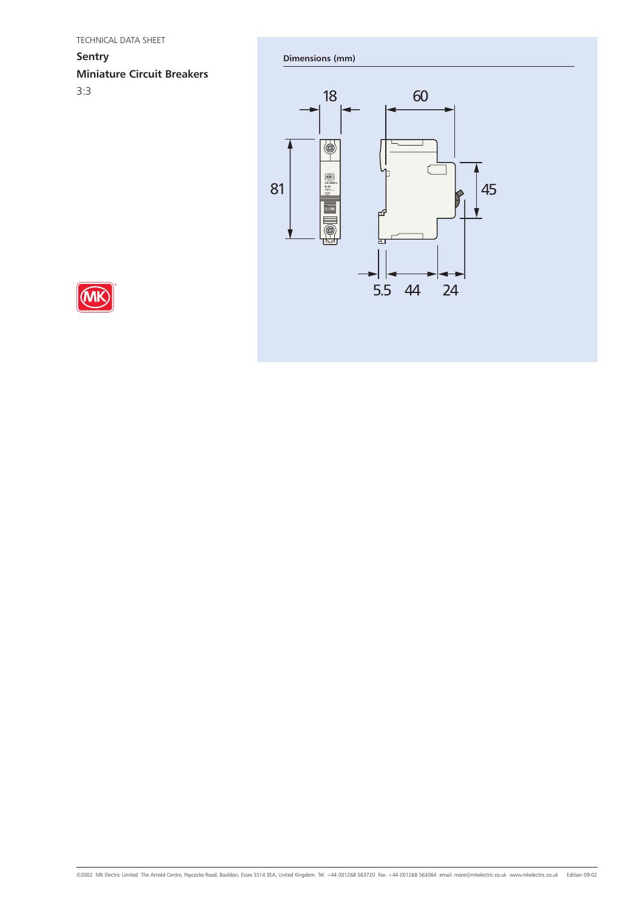TECHNICAL DATA SHEET

**Sentry**

**Miniature Circuit Breakers**

**Dimensions (mm)**

18

60

81

45

5.5 44 24

©2002 MK Electric Limited The Arnold Centre, Paycocke Road, Basildon, Essex SS14 3EA, United Kingdom Tel: +44 (0)1268 563720 Fax: +44 (0)1268 563064 email: more@mkelectric.co.uk www.mkelectric.co.uk Edition 09-02